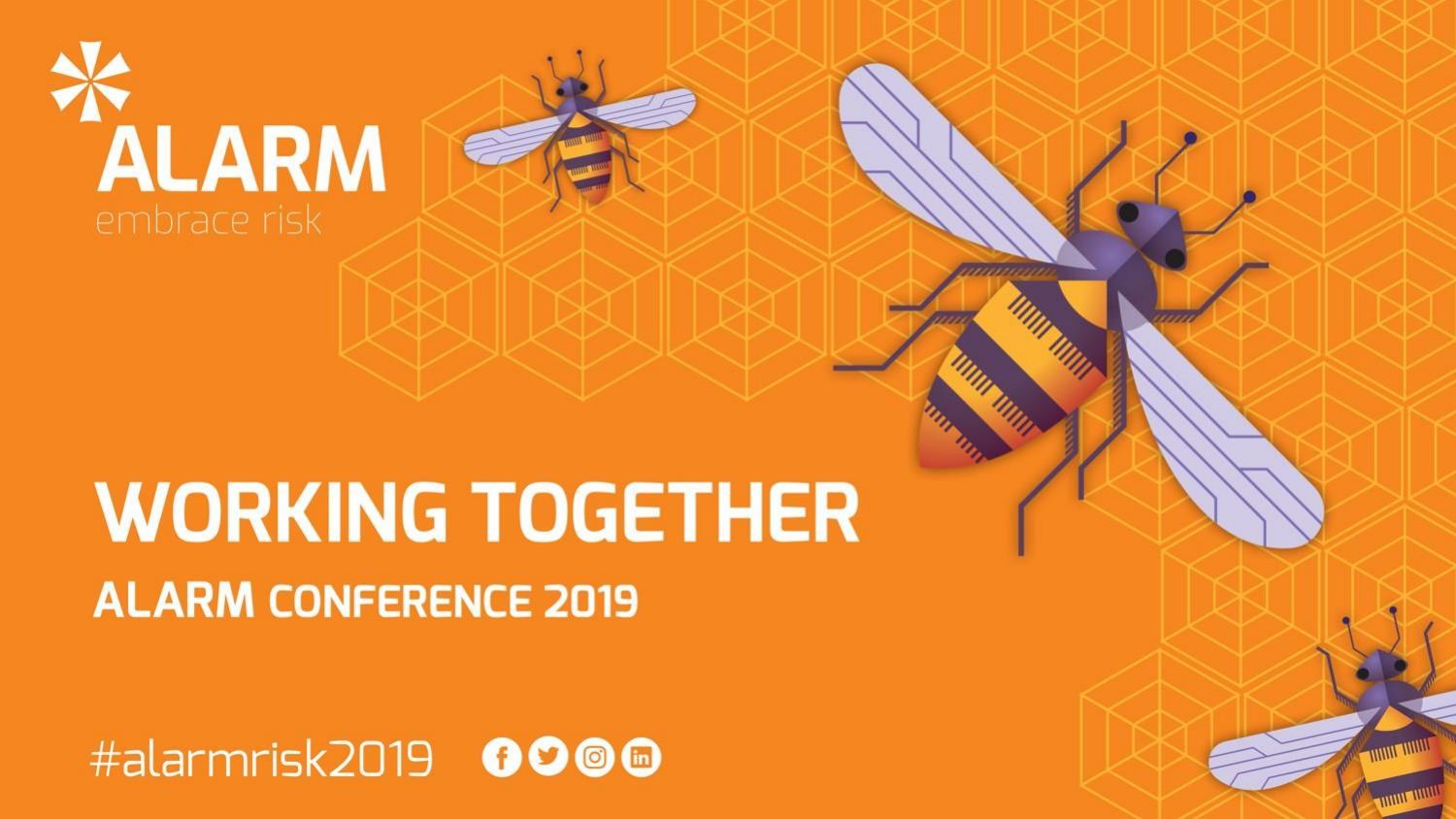ALARM

embrace risk

# WORKING TOGETHER

## ALARM CONFERENCE 2019

#alarmrisk2019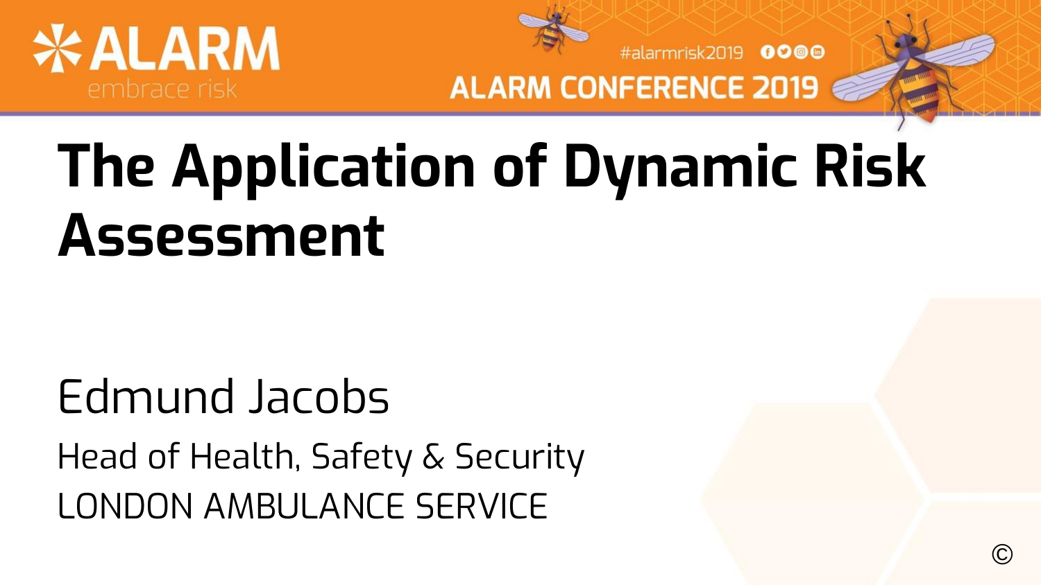# The Application of Dynamic Risk Assessment

Edmund Jacobs

Head of Health, Safety & Security

LONDON AMBULANCE SERVICE

©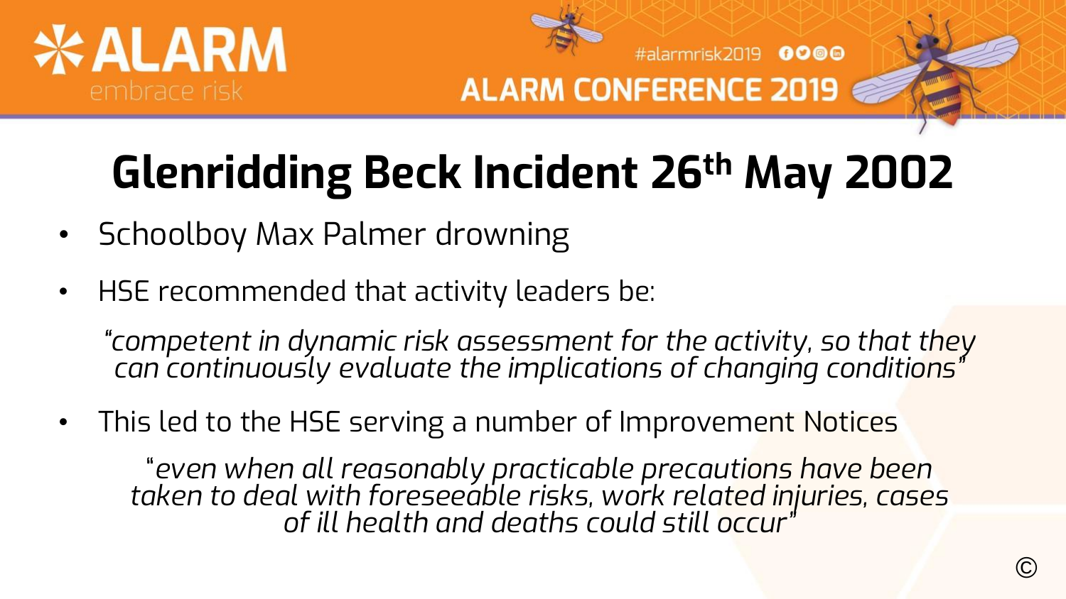# Glenridding Beck Incident 26th May 2002

- Schoolboy Max Palmer drowning
- HSE recommended that activity leaders be:

  *"competent in dynamic risk assessment for the activity, so that they can continuously evaluate the implications of changing conditions"*

- This led to the HSE serving a number of Improvement Notices

  *"even when all reasonably practicable precautions have been taken to deal with foreseeable risks, work related injuries, cases of ill health and deaths could still occur"*

©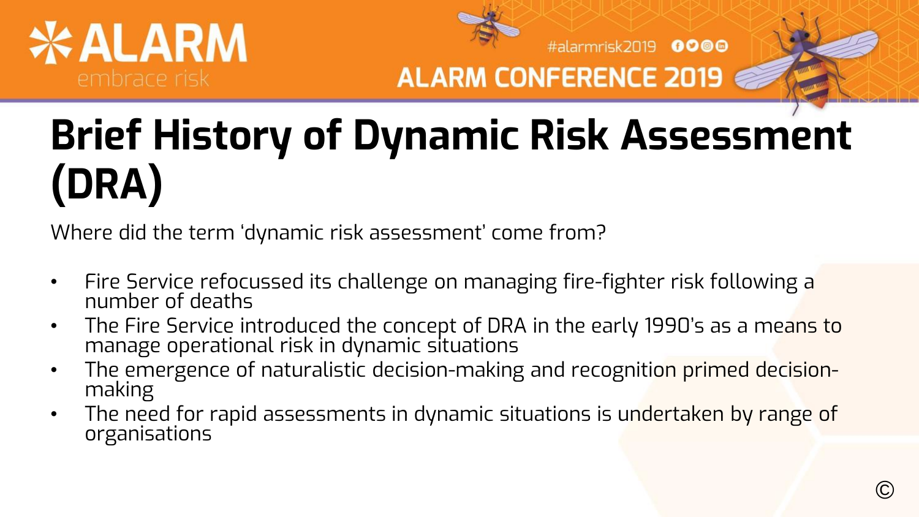# Brief History of Dynamic Risk Assessment (DRA)

Where did the term 'dynamic risk assessment' come from?

- Fire Service refocussed its challenge on managing fire-fighter risk following a number of deaths
- The Fire Service introduced the concept of DRA in the early 1990's as a means to manage operational risk in dynamic situations
- The emergence of naturalistic decision-making and recognition primed decision-making
- The need for rapid assessments in dynamic situations is undertaken by range of organisations

©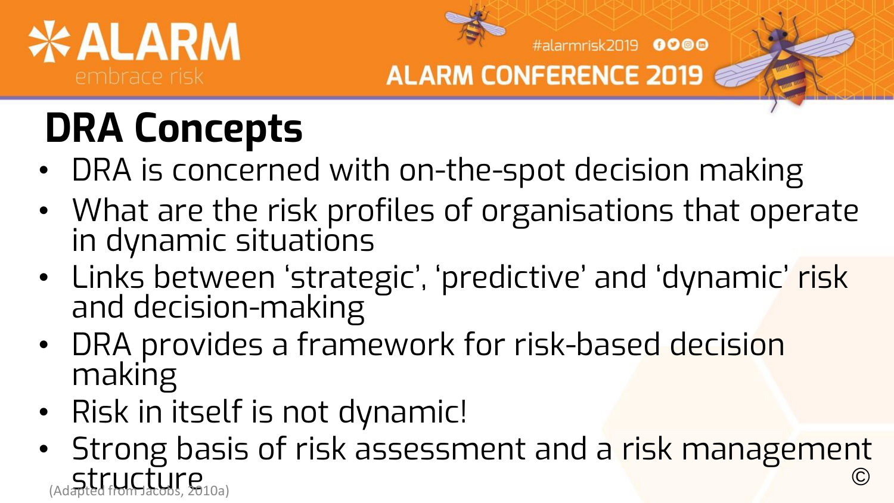# DRA Concepts

- DRA is concerned with on-the-spot decision making
- What are the risk profiles of organisations that operate in dynamic situations
- Links between 'strategic', 'predictive' and 'dynamic' risk and decision-making
- DRA provides a framework for risk-based decision making
- Risk in itself is not dynamic!
- Strong basis of risk assessment and a risk management structure

(Adapted from Jacobs, 2010a)

©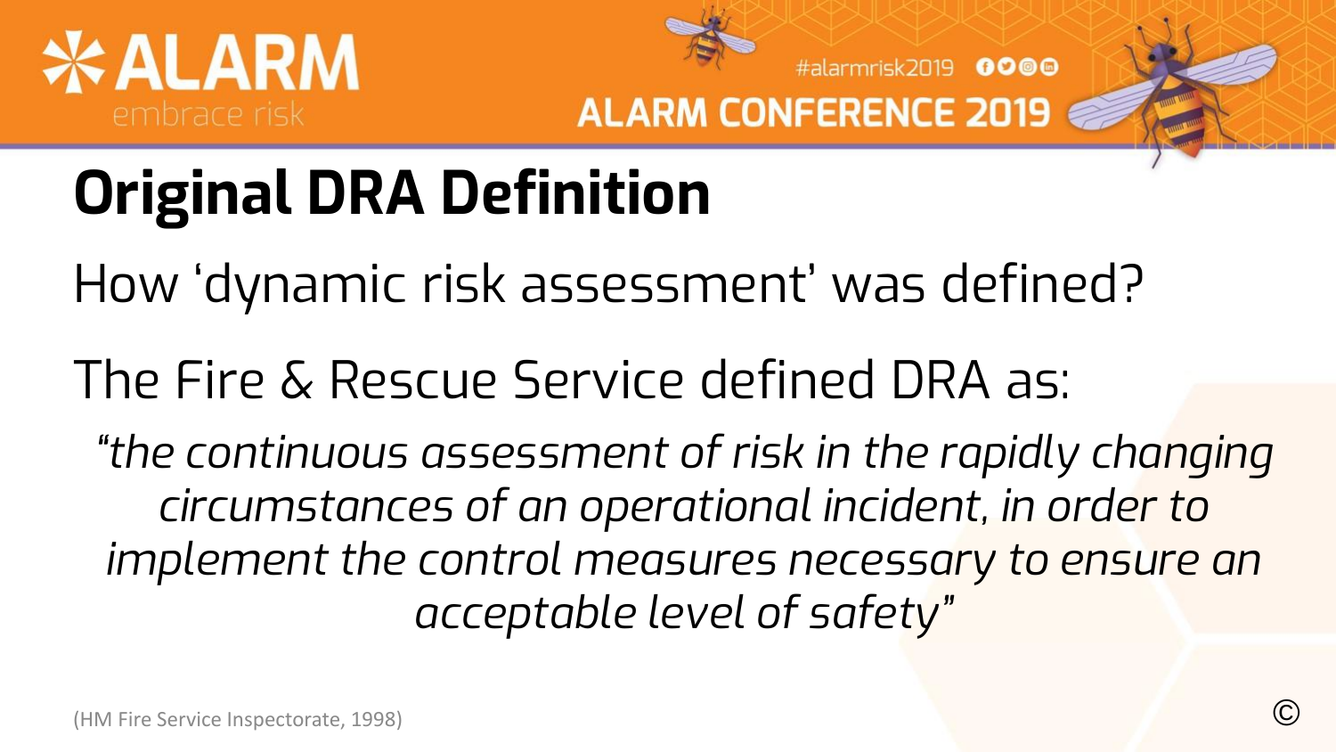# Original DRA Definition

How 'dynamic risk assessment' was defined?

The Fire & Rescue Service defined DRA as:

*"the continuous assessment of risk in the rapidly changing circumstances of an operational incident, in order to implement the control measures necessary to ensure an acceptable level of safety"*

(HM Fire Service Inspectorate, 1998)

©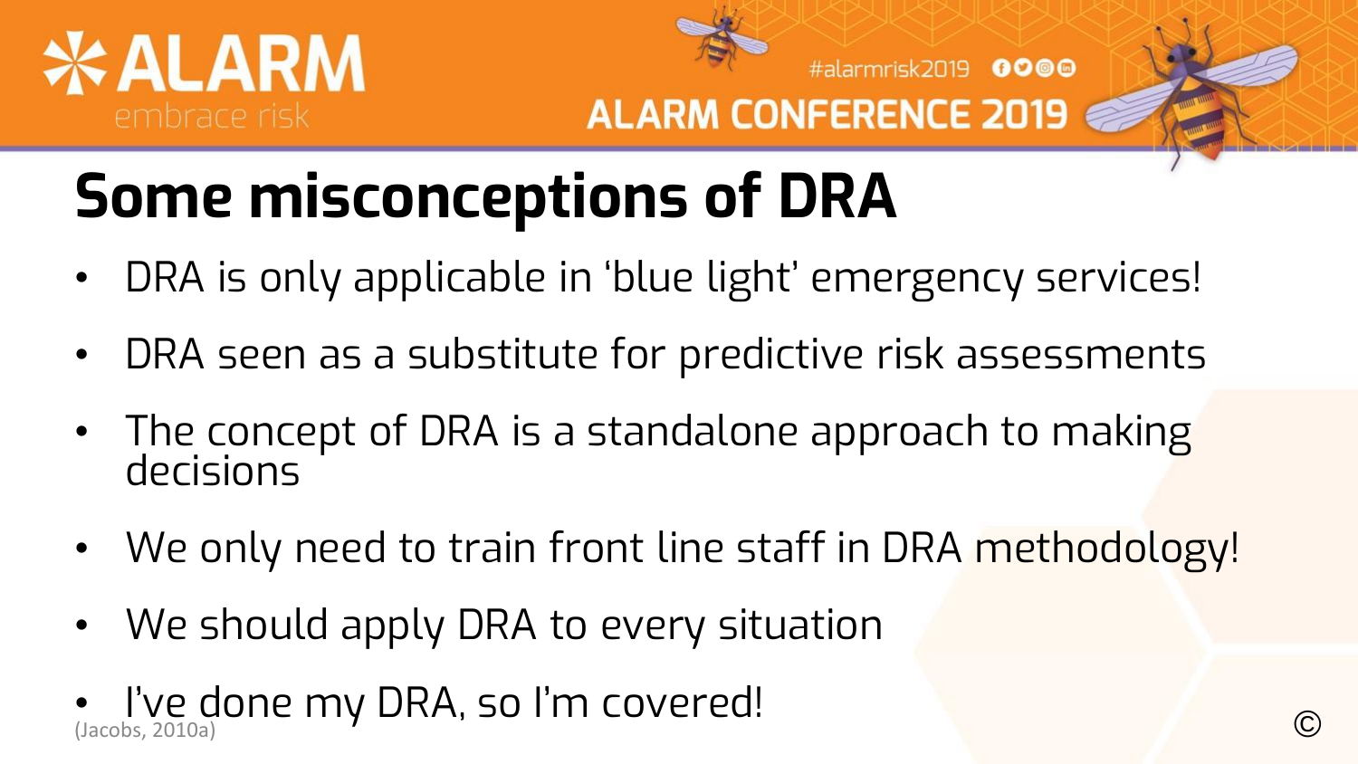# Some misconceptions of DRA

- DRA is only applicable in 'blue light' emergency services!
- DRA seen as a substitute for predictive risk assessments
- The concept of DRA is a standalone approach to making decisions
- We only need to train front line staff in DRA methodology!
- We should apply DRA to every situation
- I've done my DRA, so I'm covered!

(Jacobs, 2010a)

©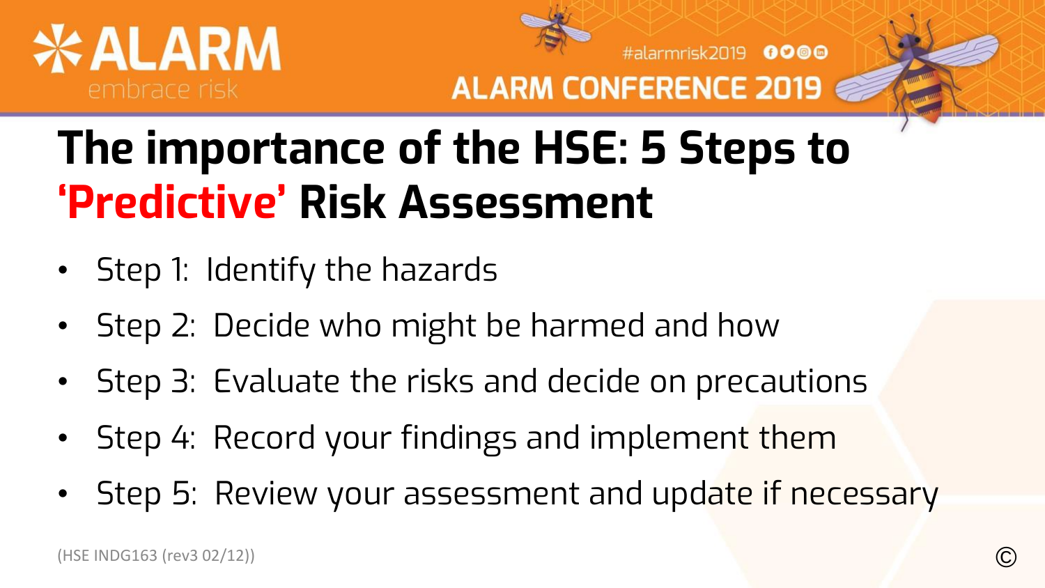# The importance of the HSE: 5 Steps to 'Predictive' Risk Assessment

- Step 1: Identify the hazards
- Step 2: Decide who might be harmed and how
- Step 3: Evaluate the risks and decide on precautions
- Step 4: Record your findings and implement them
- Step 5: Review your assessment and update if necessary

(HSE INDG163 (rev3 02/12))

©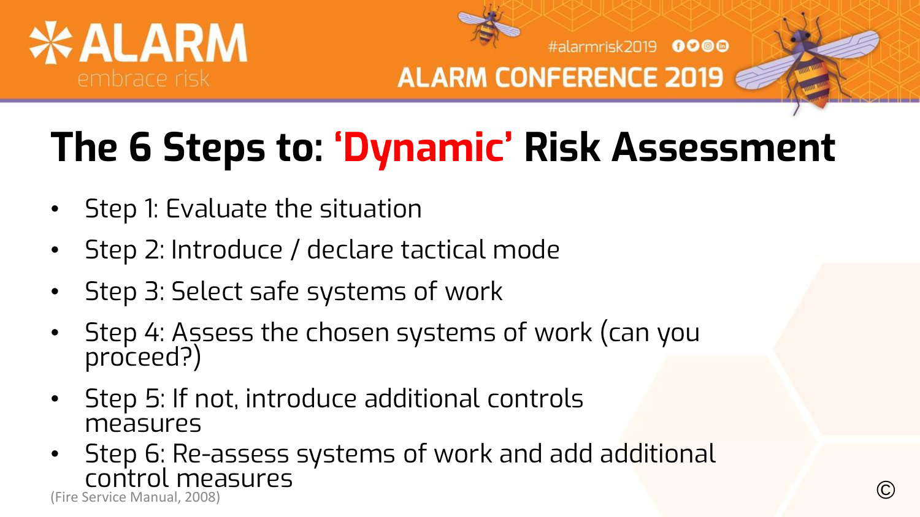# The 6 Steps to: 'Dynamic' Risk Assessment

- Step 1: Evaluate the situation
- Step 2: Introduce / declare tactical mode
- Step 3: Select safe systems of work
- Step 4: Assess the chosen systems of work (can you proceed?)
- Step 5: If not, introduce additional controls measures
- Step 6: Re-assess systems of work and add additional control measures

(Fire Service Manual, 2008)

©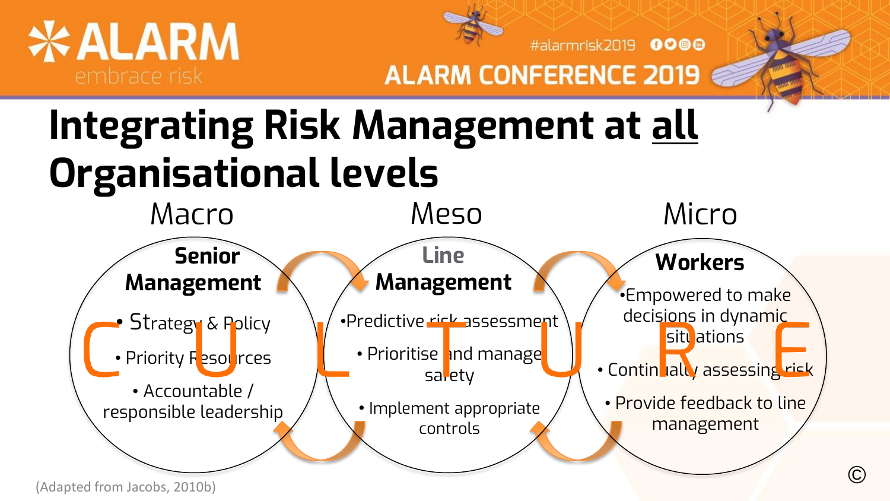# Integrating Risk Management at all Organisational levels

| Macro | Meso | Micro |
| --- | --- | --- |
| **Senior Management** | **Line Management** | **Workers** |
| • Strategy & Policy<br>• Priority Resources<br>• Accountable / responsible leadership | • Predictive risk assessment<br>• Prioritise and manage safety<br>• Implement appropriate controls | • Empowered to make decisions in dynamic situations<br>• Continually assessing risk<br>• Provide feedback to line management |

CULTURE

(Adapted from Jacobs, 2010b)

©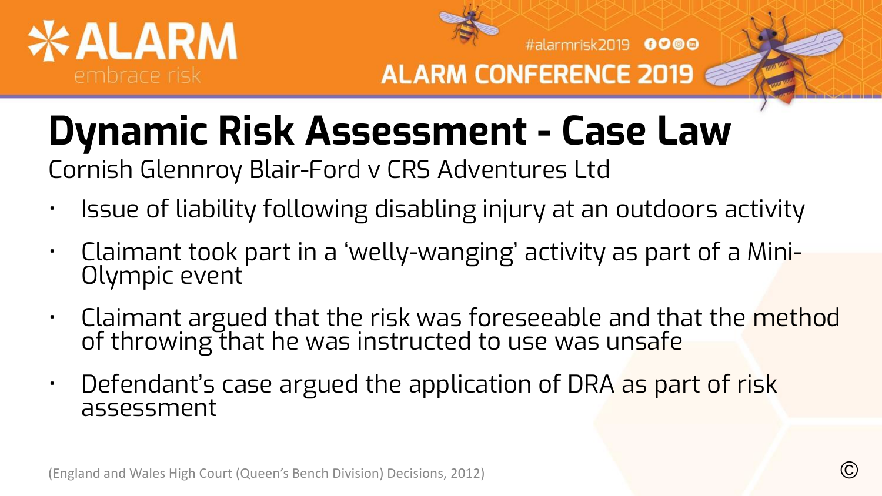# Dynamic Risk Assessment - Case Law

Cornish Glennroy Blair-Ford v CRS Adventures Ltd

- Issue of liability following disabling injury at an outdoors activity
- Claimant took part in a 'welly-wanging' activity as part of a Mini-Olympic event
- Claimant argued that the risk was foreseeable and that the method of throwing that he was instructed to use was unsafe
- Defendant's case argued the application of DRA as part of risk assessment

(England and Wales High Court (Queen's Bench Division) Decisions, 2012)

©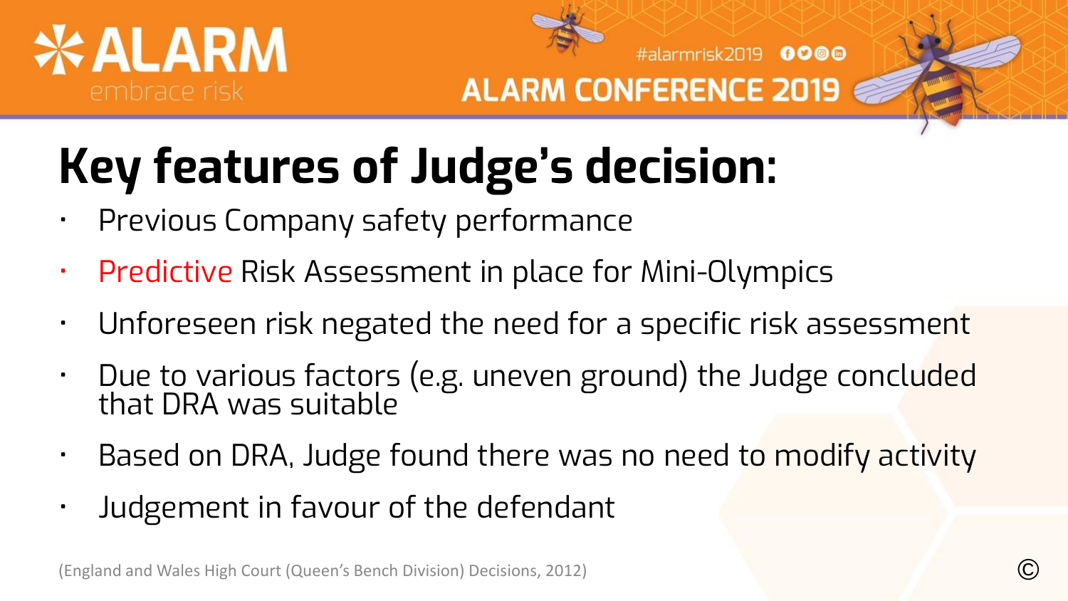# Key features of Judge's decision:

- Previous Company safety performance
- Predictive Risk Assessment in place for Mini-Olympics
- Unforeseen risk negated the need for a specific risk assessment
- Due to various factors (e.g. uneven ground) the Judge concluded that DRA was suitable
- Based on DRA, Judge found there was no need to modify activity
- Judgement in favour of the defendant

(England and Wales High Court (Queen's Bench Division) Decisions, 2012)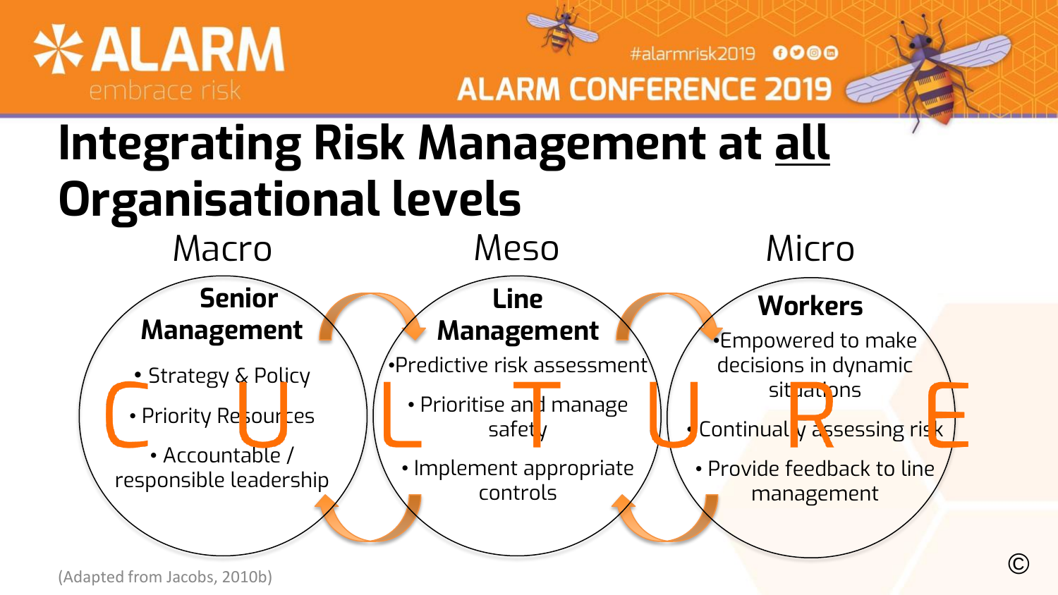# Integrating Risk Management at all Organisational levels

## Macro

### Senior Management

- Strategy & Policy
- Priority Resources
- Accountable / responsible leadership

## Meso

### Line Management

- Predictive risk assessment
- Prioritise and manage safety
- Implement appropriate controls

## Micro

### Workers

- Empowered to make decisions in dynamic situations
- Continually assessing risk
- Provide feedback to line management

CULTURE

(Adapted from Jacobs, 2010b)

©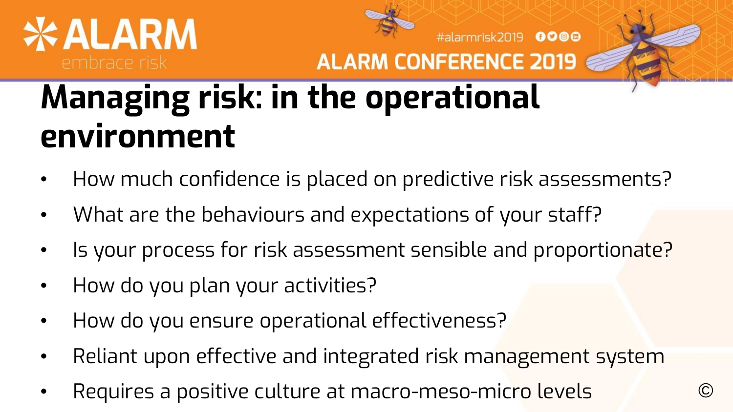# Managing risk: in the operational environment

- How much confidence is placed on predictive risk assessments?
- What are the behaviours and expectations of your staff?
- Is your process for risk assessment sensible and proportionate?
- How do you plan your activities?
- How do you ensure operational effectiveness?
- Reliant upon effective and integrated risk management system
- Requires a positive culture at macro-meso-micro levels

©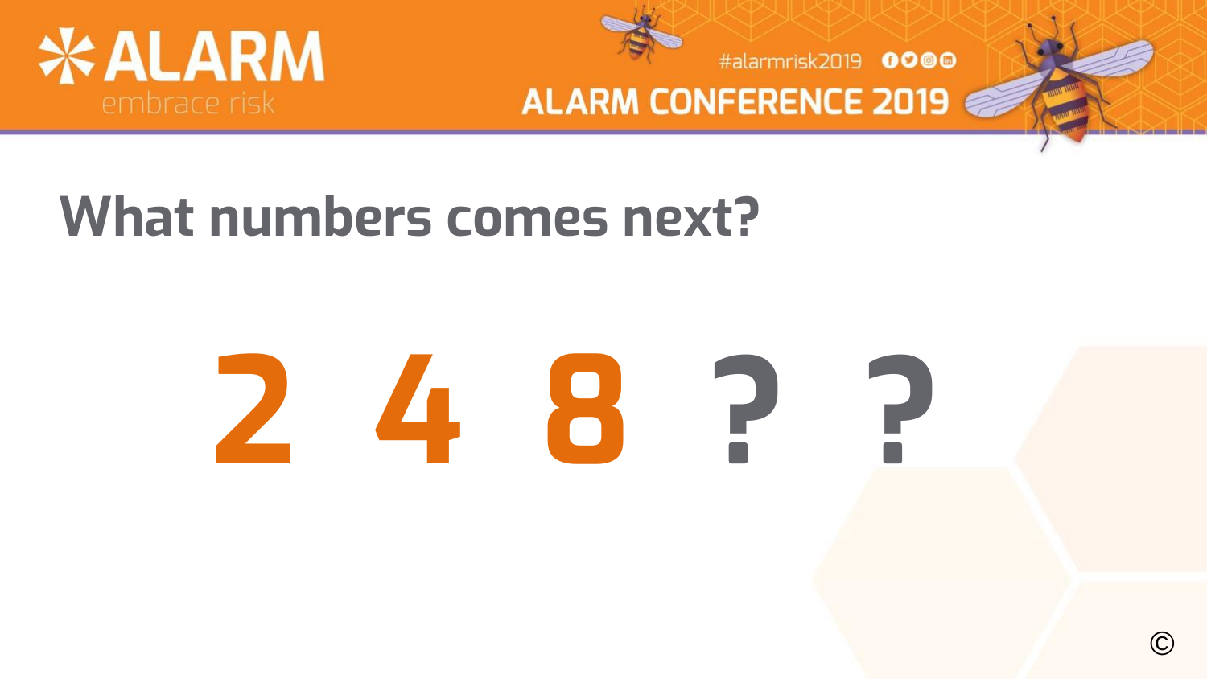# What numbers comes next?

**2 4 8 ? ?**

©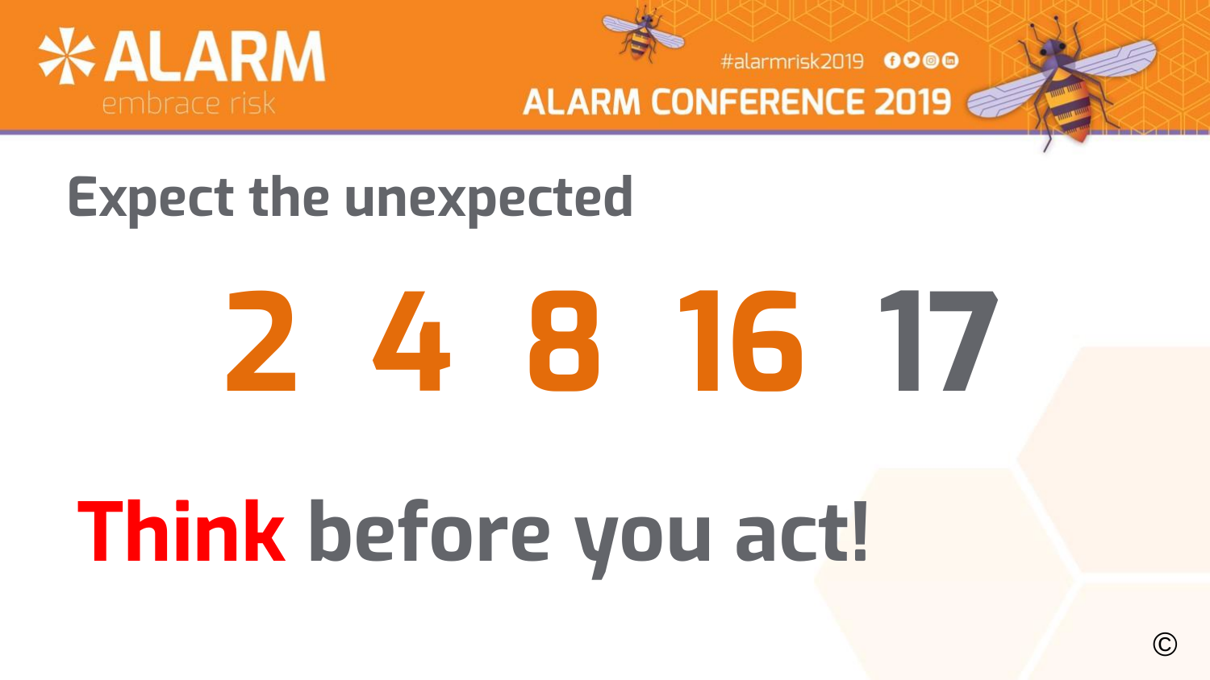## Expect the unexpected

# 2 4 8 16 17

# **Think** before you act!

©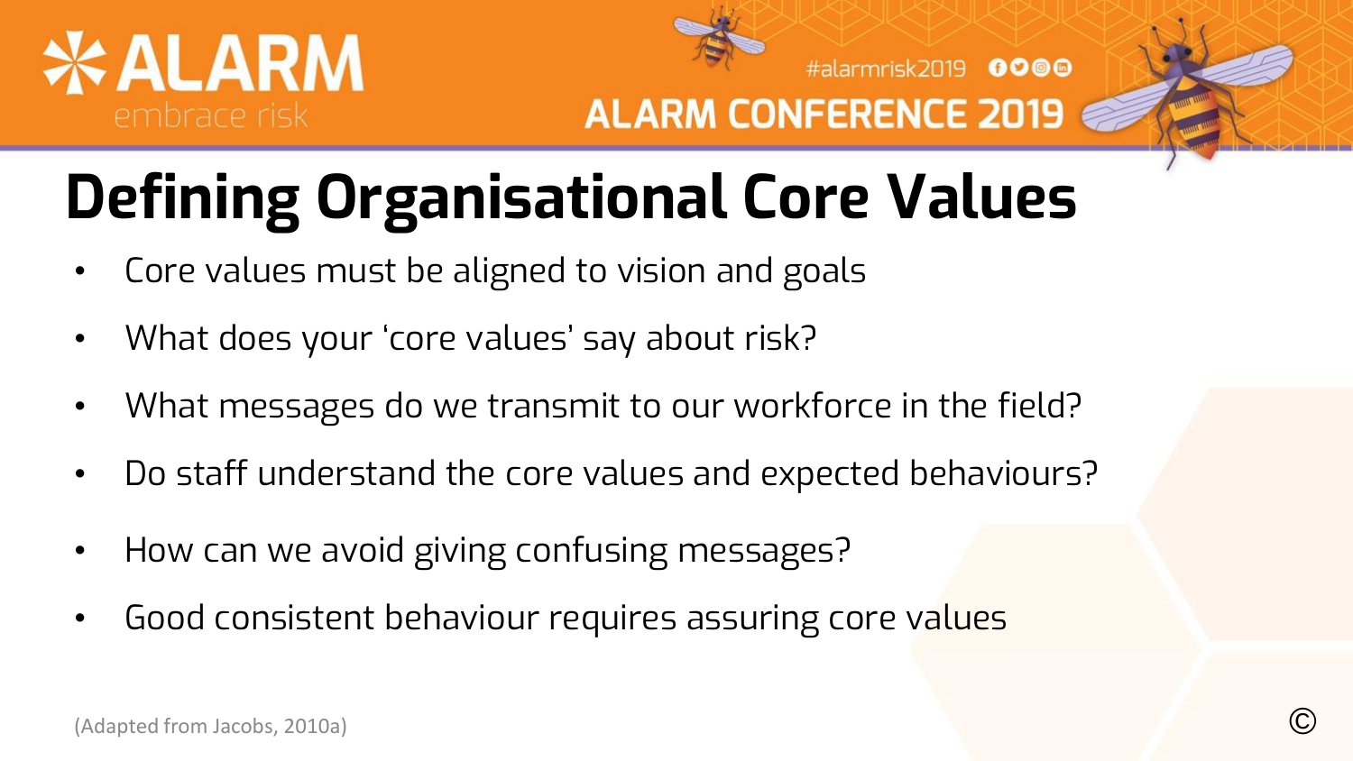# Defining Organisational Core Values

- Core values must be aligned to vision and goals
- What does your 'core values' say about risk?
- What messages do we transmit to our workforce in the field?
- Do staff understand the core values and expected behaviours?
- How can we avoid giving confusing messages?
- Good consistent behaviour requires assuring core values

(Adapted from Jacobs, 2010a)

©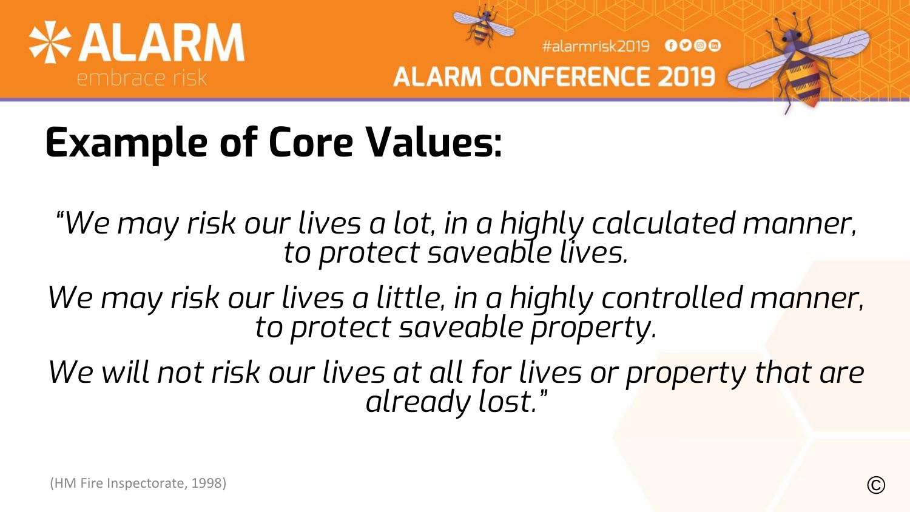# Example of Core Values:

*"We may risk our lives a lot, in a highly calculated manner, to protect saveable lives.*

*We may risk our lives a little, in a highly controlled manner, to protect saveable property.*

*We will not risk our lives at all for lives or property that are already lost."*

(HM Fire Inspectorate, 1998)

©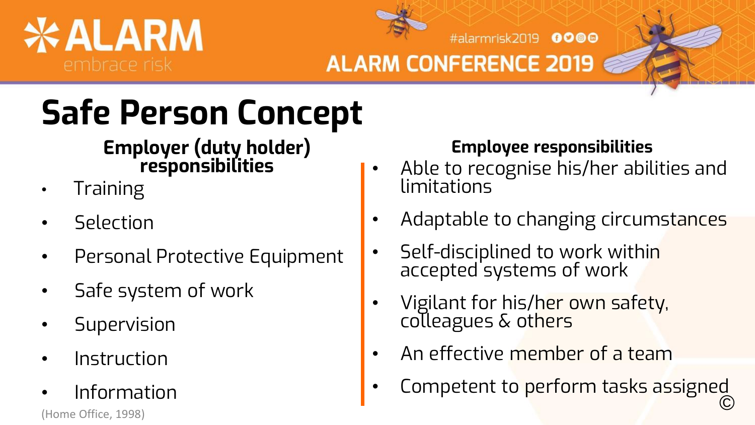# Safe Person Concept

### Employer (duty holder) responsibilities

- Training
- Selection
- Personal Protective Equipment
- Safe system of work
- Supervision
- Instruction
- Information

(Home Office, 1998)

### Employee responsibilities

- Able to recognise his/her abilities and limitations
- Adaptable to changing circumstances
- Self-disciplined to work within accepted systems of work
- Vigilant for his/her own safety, colleagues & others
- An effective member of a team
- Competent to perform tasks assigned

©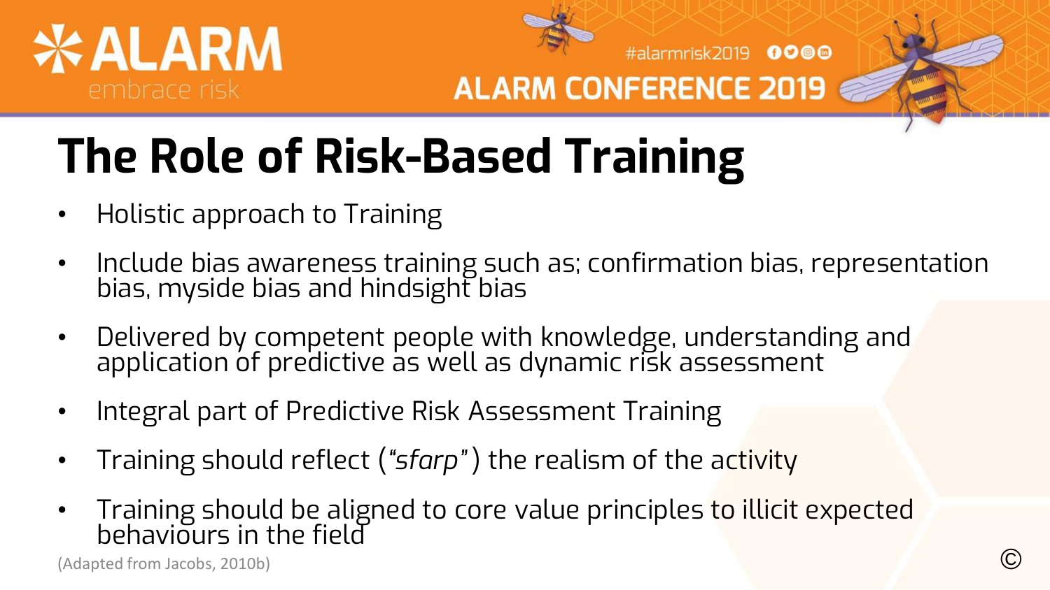# The Role of Risk-Based Training

- Holistic approach to Training
- Include bias awareness training such as; confirmation bias, representation bias, myside bias and hindsight bias
- Delivered by competent people with knowledge, understanding and application of predictive as well as dynamic risk assessment
- Integral part of Predictive Risk Assessment Training
- Training should reflect (*"sfarp"*) the realism of the activity
- Training should be aligned to core value principles to illicit expected behaviours in the field

(Adapted from Jacobs, 2010b)

©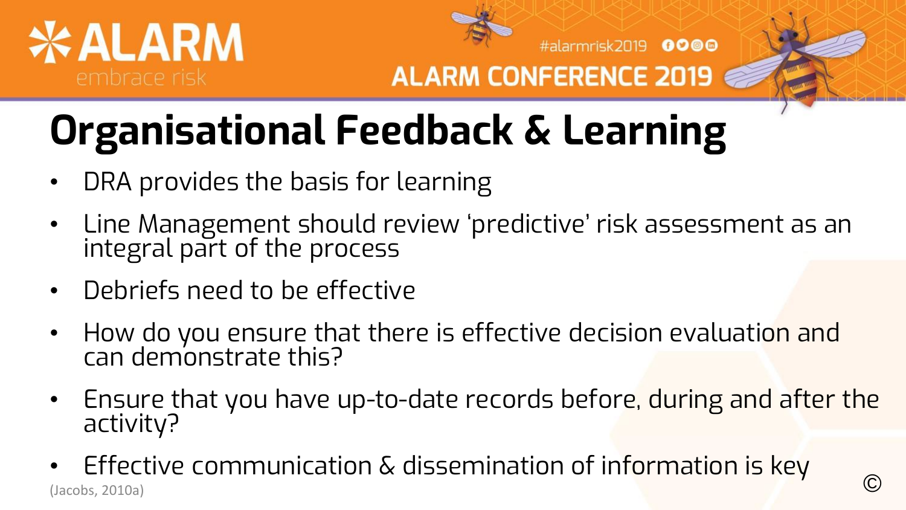# Organisational Feedback & Learning

- DRA provides the basis for learning
- Line Management should review 'predictive' risk assessment as an integral part of the process
- Debriefs need to be effective
- How do you ensure that there is effective decision evaluation and can demonstrate this?
- Ensure that you have up-to-date records before, during and after the activity?
- Effective communication & dissemination of information is key

(Jacobs, 2010a)

©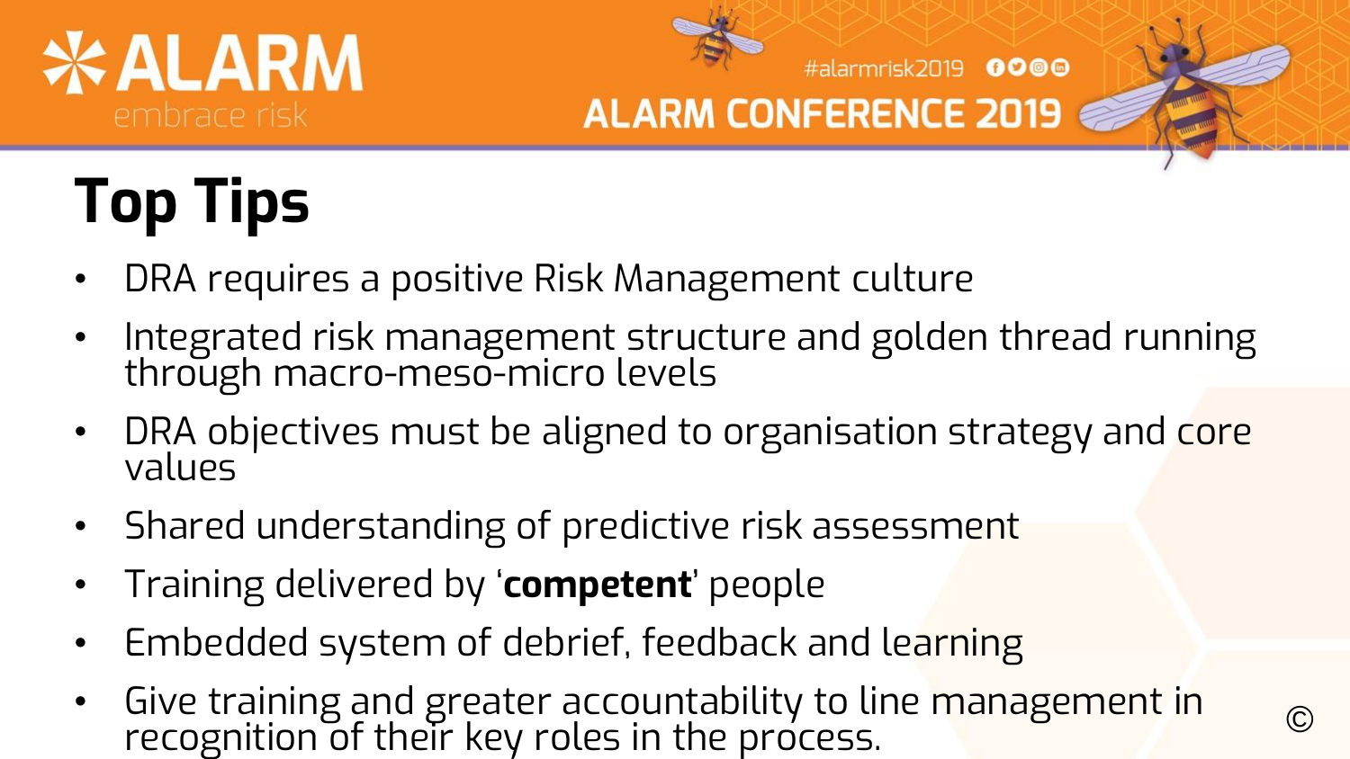# Top Tips

- DRA requires a positive Risk Management culture
- Integrated risk management structure and golden thread running through macro-meso-micro levels
- DRA objectives must be aligned to organisation strategy and core values
- Shared understanding of predictive risk assessment
- Training delivered by '**competent**' people
- Embedded system of debrief, feedback and learning
- Give training and greater accountability to line management in recognition of their key roles in the process.

©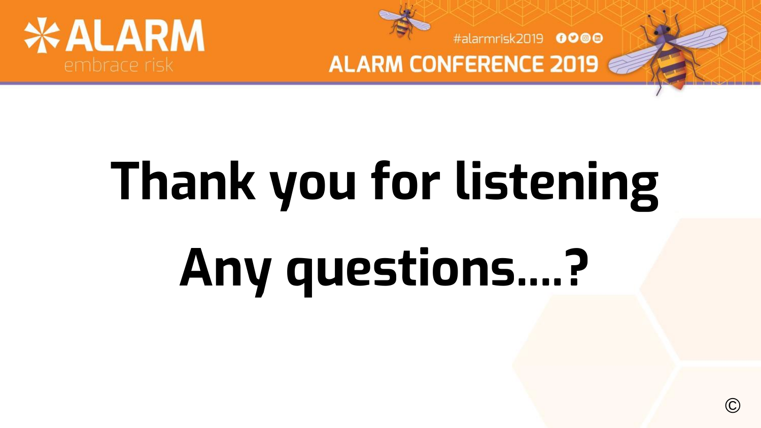# Thank you for listening

# Any questions....?

©